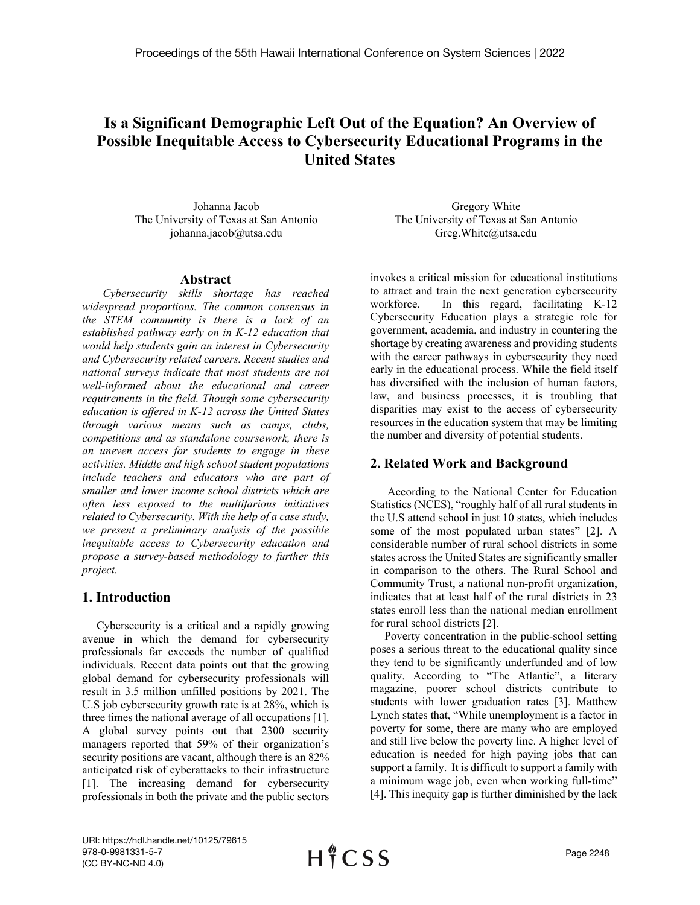# Is a Significant Demographic Left Out of the Equation? An Overview of Possible Inequitable Access to Cybersecurity Educational Programs in the United States

Johanna Jacob
The University of Texas at San Antonio
johanna.jacob@utsa.edu

Gregory White
The University of Texas at San Antonio
Greg.White@utsa.edu

## Abstract

*Cybersecurity skills shortage has reached widespread proportions. The common consensus in the STEM community is there is a lack of an established pathway early on in K-12 education that would help students gain an interest in Cybersecurity and Cybersecurity related careers. Recent studies and national surveys indicate that most students are not well-informed about the educational and career requirements in the field. Though some cybersecurity education is offered in K-12 across the United States through various means such as camps, clubs, competitions and as standalone coursework, there is an uneven access for students to engage in these activities. Middle and high school student populations include teachers and educators who are part of smaller and lower income school districts which are often less exposed to the multifarious initiatives related to Cybersecurity. With the help of a case study, we present a preliminary analysis of the possible inequitable access to Cybersecurity education and propose a survey-based methodology to further this project.*

## 1. Introduction

Cybersecurity is a critical and a rapidly growing avenue in which the demand for cybersecurity professionals far exceeds the number of qualified individuals. Recent data points out that the growing global demand for cybersecurity professionals will result in 3.5 million unfilled positions by 2021. The U.S job cybersecurity growth rate is at 28%, which is three times the national average of all occupations [1]. A global survey points out that 2300 security managers reported that 59% of their organization's security positions are vacant, although there is an 82% anticipated risk of cyberattacks to their infrastructure [1]. The increasing demand for cybersecurity professionals in both the private and the public sectors invokes a critical mission for educational institutions to attract and train the next generation cybersecurity workforce. In this regard, facilitating K-12 Cybersecurity Education plays a strategic role for government, academia, and industry in countering the shortage by creating awareness and providing students with the career pathways in cybersecurity they need early in the educational process. While the field itself has diversified with the inclusion of human factors, law, and business processes, it is troubling that disparities may exist to the access of cybersecurity resources in the education system that may be limiting the number and diversity of potential students.

## 2. Related Work and Background

According to the National Center for Education Statistics (NCES), "roughly half of all rural students in the U.S attend school in just 10 states, which includes some of the most populated urban states" [2]. A considerable number of rural school districts in some states across the United States are significantly smaller in comparison to the others. The Rural School and Community Trust, a national non-profit organization, indicates that at least half of the rural districts in 23 states enroll less than the national median enrollment for rural school districts [2].

Poverty concentration in the public-school setting poses a serious threat to the educational quality since they tend to be significantly underfunded and of low quality. According to "The Atlantic", a literary magazine, poorer school districts contribute to students with lower graduation rates [3]. Matthew Lynch states that, "While unemployment is a factor in poverty for some, there are many who are employed and still live below the poverty line. A higher level of education is needed for high paying jobs that can support a family. It is difficult to support a family with a minimum wage job, even when working full-time" [4]. This inequity gap is further diminished by the lack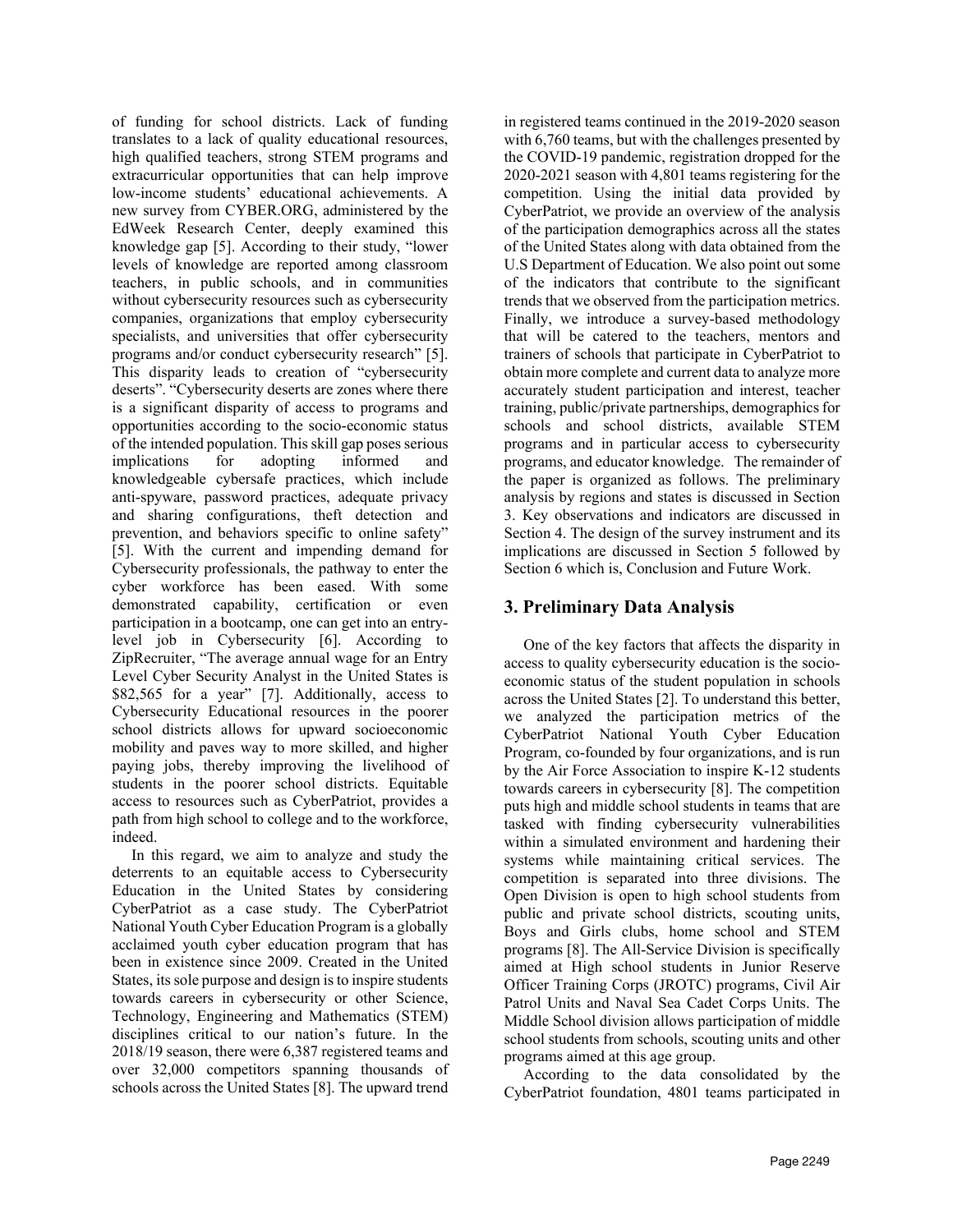of funding for school districts. Lack of funding translates to a lack of quality educational resources, high qualified teachers, strong STEM programs and extracurricular opportunities that can help improve low-income students' educational achievements. A new survey from CYBER.ORG, administered by the EdWeek Research Center, deeply examined this knowledge gap [5]. According to their study, "lower levels of knowledge are reported among classroom teachers, in public schools, and in communities without cybersecurity resources such as cybersecurity companies, organizations that employ cybersecurity specialists, and universities that offer cybersecurity programs and/or conduct cybersecurity research" [5]. This disparity leads to creation of "cybersecurity deserts". "Cybersecurity deserts are zones where there is a significant disparity of access to programs and opportunities according to the socio-economic status of the intended population. This skill gap poses serious implications for adopting informed and knowledgeable cybersafe practices, which include anti-spyware, password practices, adequate privacy and sharing configurations, theft detection and prevention, and behaviors specific to online safety" [5]. With the current and impending demand for Cybersecurity professionals, the pathway to enter the cyber workforce has been eased. With some demonstrated capability, certification or even participation in a bootcamp, one can get into an entry-level job in Cybersecurity [6]. According to ZipRecruiter, "The average annual wage for an Entry Level Cyber Security Analyst in the United States is $82,565 for a year" [7]. Additionally, access to Cybersecurity Educational resources in the poorer school districts allows for upward socioeconomic mobility and paves way to more skilled, and higher paying jobs, thereby improving the livelihood of students in the poorer school districts. Equitable access to resources such as CyberPatriot, provides a path from high school to college and to the workforce, indeed.

In this regard, we aim to analyze and study the deterrents to an equitable access to Cybersecurity Education in the United States by considering CyberPatriot as a case study. The CyberPatriot National Youth Cyber Education Program is a globally acclaimed youth cyber education program that has been in existence since 2009. Created in the United States, its sole purpose and design is to inspire students towards careers in cybersecurity or other Science, Technology, Engineering and Mathematics (STEM) disciplines critical to our nation's future. In the 2018/19 season, there were 6,387 registered teams and over 32,000 competitors spanning thousands of schools across the United States [8]. The upward trend in registered teams continued in the 2019-2020 season with 6,760 teams, but with the challenges presented by the COVID-19 pandemic, registration dropped for the 2020-2021 season with 4,801 teams registering for the competition. Using the initial data provided by CyberPatriot, we provide an overview of the analysis of the participation demographics across all the states of the United States along with data obtained from the U.S Department of Education. We also point out some of the indicators that contribute to the significant trends that we observed from the participation metrics. Finally, we introduce a survey-based methodology that will be catered to the teachers, mentors and trainers of schools that participate in CyberPatriot to obtain more complete and current data to analyze more accurately student participation and interest, teacher training, public/private partnerships, demographics for schools and school districts, available STEM programs and in particular access to cybersecurity programs, and educator knowledge. The remainder of the paper is organized as follows. The preliminary analysis by regions and states is discussed in Section 3. Key observations and indicators are discussed in Section 4. The design of the survey instrument and its implications are discussed in Section 5 followed by Section 6 which is, Conclusion and Future Work.

## 3. Preliminary Data Analysis

One of the key factors that affects the disparity in access to quality cybersecurity education is the socio-economic status of the student population in schools across the United States [2]. To understand this better, we analyzed the participation metrics of the CyberPatriot National Youth Cyber Education Program, co-founded by four organizations, and is run by the Air Force Association to inspire K-12 students towards careers in cybersecurity [8]. The competition puts high and middle school students in teams that are tasked with finding cybersecurity vulnerabilities within a simulated environment and hardening their systems while maintaining critical services. The competition is separated into three divisions. The Open Division is open to high school students from public and private school districts, scouting units, Boys and Girls clubs, home school and STEM programs [8]. The All-Service Division is specifically aimed at High school students in Junior Reserve Officer Training Corps (JROTC) programs, Civil Air Patrol Units and Naval Sea Cadet Corps Units. The Middle School division allows participation of middle school students from schools, scouting units and other programs aimed at this age group.

According to the data consolidated by the CyberPatriot foundation, 4801 teams participated in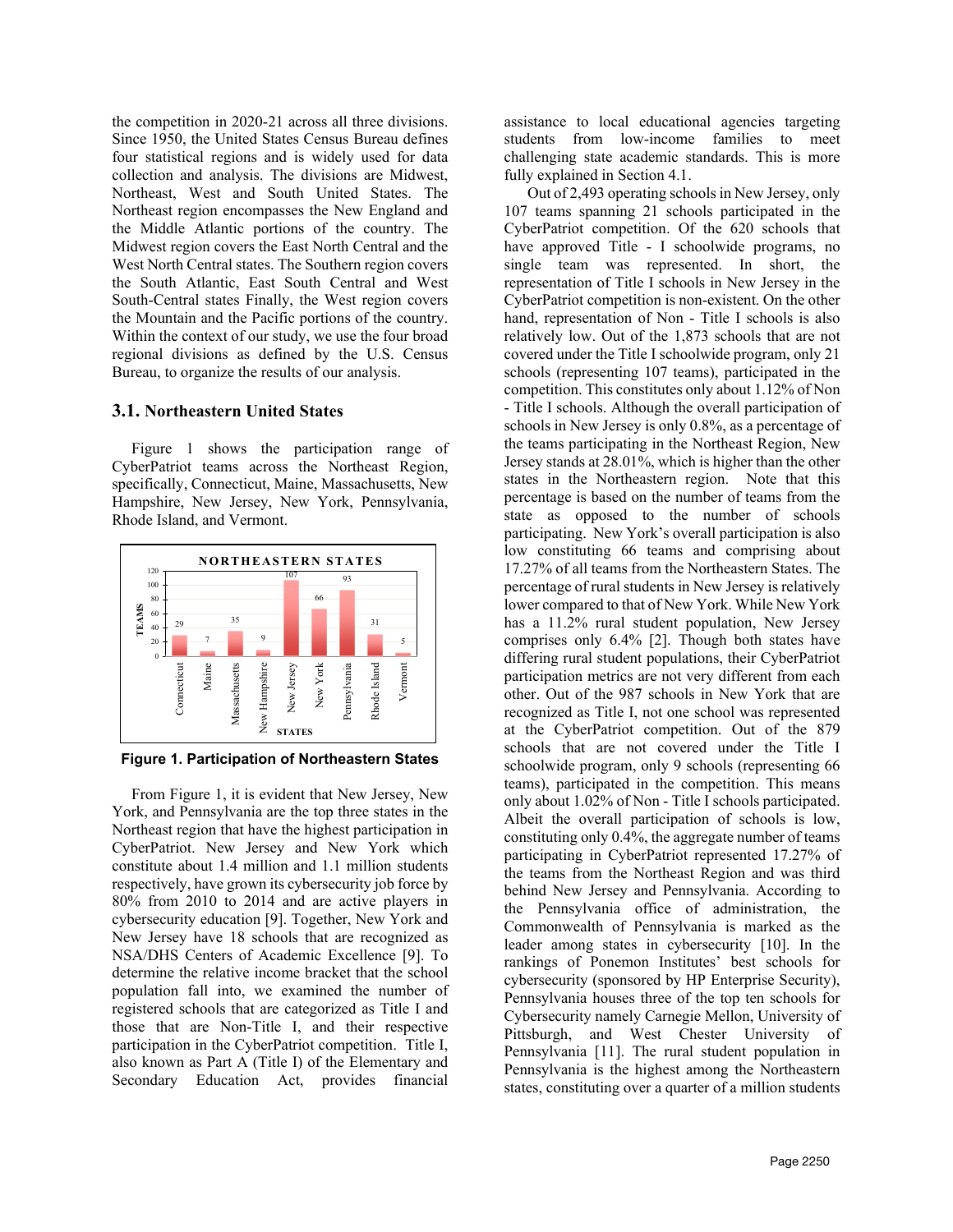the competition in 2020-21 across all three divisions. Since 1950, the United States Census Bureau defines four statistical regions and is widely used for data collection and analysis. The divisions are Midwest, Northeast, West and South United States. The Northeast region encompasses the New England and the Middle Atlantic portions of the country. The Midwest region covers the East North Central and the West North Central states. The Southern region covers the South Atlantic, East South Central and West South-Central states Finally, the West region covers the Mountain and the Pacific portions of the country. Within the context of our study, we use the four broad regional divisions as defined by the U.S. Census Bureau, to organize the results of our analysis.

### 3.1. Northeastern United States

Figure 1 shows the participation range of CyberPatriot teams across the Northeast Region, specifically, Connecticut, Maine, Massachusetts, New Hampshire, New Jersey, New York, Pennsylvania, Rhode Island, and Vermont.

**Figure 1. Participation of Northeastern States**

From Figure 1, it is evident that New Jersey, New York, and Pennsylvania are the top three states in the Northeast region that have the highest participation in CyberPatriot. New Jersey and New York which constitute about 1.4 million and 1.1 million students respectively, have grown its cybersecurity job force by 80% from 2010 to 2014 and are active players in cybersecurity education [9]. Together, New York and New Jersey have 18 schools that are recognized as NSA/DHS Centers of Academic Excellence [9]. To determine the relative income bracket that the school population fall into, we examined the number of registered schools that are categorized as Title I and those that are Non-Title I, and their respective participation in the CyberPatriot competition. Title I, also known as Part A (Title I) of the Elementary and Secondary Education Act, provides financial assistance to local educational agencies targeting students from low-income families to meet challenging state academic standards. This is more fully explained in Section 4.1.

Out of 2,493 operating schools in New Jersey, only 107 teams spanning 21 schools participated in the CyberPatriot competition. Of the 620 schools that have approved Title - I schoolwide programs, no single team was represented. In short, the representation of Title I schools in New Jersey in the CyberPatriot competition is non-existent. On the other hand, representation of Non - Title I schools is also relatively low. Out of the 1,873 schools that are not covered under the Title I schoolwide program, only 21 schools (representing 107 teams), participated in the competition. This constitutes only about 1.12% of Non - Title I schools. Although the overall participation of schools in New Jersey is only 0.8%, as a percentage of the teams participating in the Northeast Region, New Jersey stands at 28.01%, which is higher than the other states in the Northeastern region. Note that this percentage is based on the number of teams from the state as opposed to the number of schools participating. New York's overall participation is also low constituting 66 teams and comprising about 17.27% of all teams from the Northeastern States. The percentage of rural students in New Jersey is relatively lower compared to that of New York. While New York has a 11.2% rural student population, New Jersey comprises only 6.4% [2]. Though both states have differing rural student populations, their CyberPatriot participation metrics are not very different from each other. Out of the 987 schools in New York that are recognized as Title I, not one school was represented at the CyberPatriot competition. Out of the 879 schools that are not covered under the Title I schoolwide program, only 9 schools (representing 66 teams), participated in the competition. This means only about 1.02% of Non - Title I schools participated. Albeit the overall participation of schools is low, constituting only 0.4%, the aggregate number of teams participating in CyberPatriot represented 17.27% of the teams from the Northeast Region and was third behind New Jersey and Pennsylvania. According to the Pennsylvania office of administration, the Commonwealth of Pennsylvania is marked as the leader among states in cybersecurity [10]. In the rankings of Ponemon Institutes' best schools for cybersecurity (sponsored by HP Enterprise Security), Pennsylvania houses three of the top ten schools for Cybersecurity namely Carnegie Mellon, University of Pittsburgh, and West Chester University of Pennsylvania [11]. The rural student population in Pennsylvania is the highest among the Northeastern states, constituting over a quarter of a million students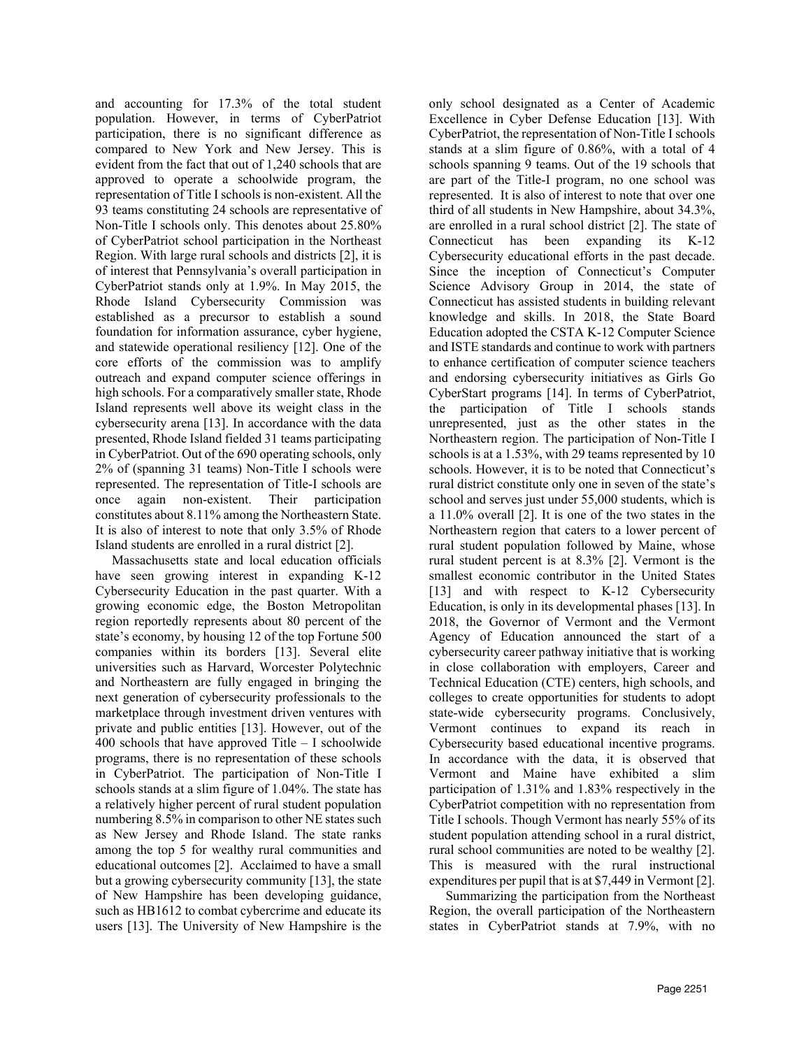and accounting for 17.3% of the total student population. However, in terms of CyberPatriot participation, there is no significant difference as compared to New York and New Jersey. This is evident from the fact that out of 1,240 schools that are approved to operate a schoolwide program, the representation of Title I schools is non-existent. All the 93 teams constituting 24 schools are representative of Non-Title I schools only. This denotes about 25.80% of CyberPatriot school participation in the Northeast Region. With large rural schools and districts [2], it is of interest that Pennsylvania's overall participation in CyberPatriot stands only at 1.9%. In May 2015, the Rhode Island Cybersecurity Commission was established as a precursor to establish a sound foundation for information assurance, cyber hygiene, and statewide operational resiliency [12]. One of the core efforts of the commission was to amplify outreach and expand computer science offerings in high schools. For a comparatively smaller state, Rhode Island represents well above its weight class in the cybersecurity arena [13]. In accordance with the data presented, Rhode Island fielded 31 teams participating in CyberPatriot. Out of the 690 operating schools, only 2% of (spanning 31 teams) Non-Title I schools were represented. The representation of Title-I schools are once again non-existent. Their participation constitutes about 8.11% among the Northeastern State. It is also of interest to note that only 3.5% of Rhode Island students are enrolled in a rural district [2].

Massachusetts state and local education officials have seen growing interest in expanding K-12 Cybersecurity Education in the past quarter. With a growing economic edge, the Boston Metropolitan region reportedly represents about 80 percent of the state's economy, by housing 12 of the top Fortune 500 companies within its borders [13]. Several elite universities such as Harvard, Worcester Polytechnic and Northeastern are fully engaged in bringing the next generation of cybersecurity professionals to the marketplace through investment driven ventures with private and public entities [13]. However, out of the 400 schools that have approved Title – I schoolwide programs, there is no representation of these schools in CyberPatriot. The participation of Non-Title I schools stands at a slim figure of 1.04%. The state has a relatively higher percent of rural student population numbering 8.5% in comparison to other NE states such as New Jersey and Rhode Island. The state ranks among the top 5 for wealthy rural communities and educational outcomes [2]. Acclaimed to have a small but a growing cybersecurity community [13], the state of New Hampshire has been developing guidance, such as HB1612 to combat cybercrime and educate its users [13]. The University of New Hampshire is the only school designated as a Center of Academic Excellence in Cyber Defense Education [13]. With CyberPatriot, the representation of Non-Title I schools stands at a slim figure of 0.86%, with a total of 4 schools spanning 9 teams. Out of the 19 schools that are part of the Title-I program, no one school was represented. It is also of interest to note that over one third of all students in New Hampshire, about 34.3%, are enrolled in a rural school district [2]. The state of Connecticut has been expanding its K-12 Cybersecurity educational efforts in the past decade. Since the inception of Connecticut's Computer Science Advisory Group in 2014, the state of Connecticut has assisted students in building relevant knowledge and skills. In 2018, the State Board Education adopted the CSTA K-12 Computer Science and ISTE standards and continue to work with partners to enhance certification of computer science teachers and endorsing cybersecurity initiatives as Girls Go CyberStart programs [14]. In terms of CyberPatriot, the participation of Title I schools stands unrepresented, just as the other states in the Northeastern region. The participation of Non-Title I schools is at a 1.53%, with 29 teams represented by 10 schools. However, it is to be noted that Connecticut's rural district constitute only one in seven of the state's school and serves just under 55,000 students, which is a 11.0% overall [2]. It is one of the two states in the Northeastern region that caters to a lower percent of rural student population followed by Maine, whose rural student percent is at 8.3% [2]. Vermont is the smallest economic contributor in the United States [13] and with respect to K-12 Cybersecurity Education, is only in its developmental phases [13]. In 2018, the Governor of Vermont and the Vermont Agency of Education announced the start of a cybersecurity career pathway initiative that is working in close collaboration with employers, Career and Technical Education (CTE) centers, high schools, and colleges to create opportunities for students to adopt state-wide cybersecurity programs. Conclusively, Vermont continues to expand its reach in Cybersecurity based educational incentive programs. In accordance with the data, it is observed that Vermont and Maine have exhibited a slim participation of 1.31% and 1.83% respectively in the CyberPatriot competition with no representation from Title I schools. Though Vermont has nearly 55% of its student population attending school in a rural district, rural school communities are noted to be wealthy [2]. This is measured with the rural instructional expenditures per pupil that is at $7,449 in Vermont [2].

Summarizing the participation from the Northeast Region, the overall participation of the Northeastern states in CyberPatriot stands at 7.9%, with no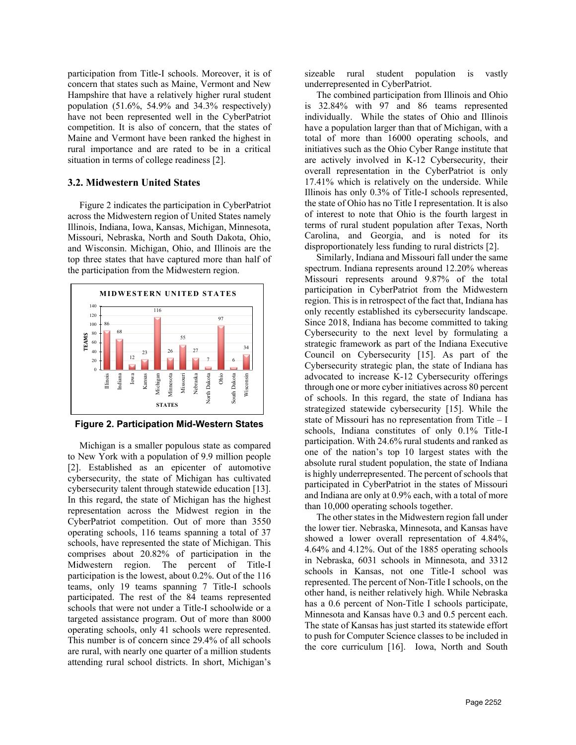participation from Title-I schools. Moreover, it is of concern that states such as Maine, Vermont and New Hampshire that have a relatively higher rural student population (51.6%, 54.9% and 34.3% respectively) have not been represented well in the CyberPatriot competition. It is also of concern, that the states of Maine and Vermont have been ranked the highest in rural importance and are rated to be in a critical situation in terms of college readiness [2].

### 3.2. Midwestern United States

Figure 2 indicates the participation in CyberPatriot across the Midwestern region of United States namely Illinois, Indiana, Iowa, Kansas, Michigan, Minnesota, Missouri, Nebraska, North and South Dakota, Ohio, and Wisconsin. Michigan, Ohio, and Illinois are the top three states that have captured more than half of the participation from the Midwestern region.

| State | Teams |
|---|---|
| Illinois | 86 |
| Indiana | 68 |
| Iowa | 12 |
| Kansas | 23 |
| Michigan | 116 |
| Minnesota | 26 |
| Missouri | 55 |
| Nebraska | 27 |
| North Dakota | 7 |
| Ohio | 97 |
| South Dakota | 6 |
| Wisconsin | 34 |

**Figure 2. Participation Mid-Western States**

Michigan is a smaller populous state as compared to New York with a population of 9.9 million people [2]. Established as an epicenter of automotive cybersecurity, the state of Michigan has cultivated cybersecurity talent through statewide education [13]. In this regard, the state of Michigan has the highest representation across the Midwest region in the CyberPatriot competition. Out of more than 3550 operating schools, 116 teams spanning a total of 37 schools, have represented the state of Michigan. This comprises about 20.82% of participation in the Midwestern region. The percent of Title-I participation is the lowest, about 0.2%. Out of the 116 teams, only 19 teams spanning 7 Title-I schools participated. The rest of the 84 teams represented schools that were not under a Title-I schoolwide or a targeted assistance program. Out of more than 8000 operating schools, only 41 schools were represented. This number is of concern since 29.4% of all schools are rural, with nearly one quarter of a million students attending rural school districts. In short, Michigan's sizeable rural student population is vastly underrepresented in CyberPatriot.

The combined participation from Illinois and Ohio is 32.84% with 97 and 86 teams represented individually. While the states of Ohio and Illinois have a population larger than that of Michigan, with a total of more than 16000 operating schools, and initiatives such as the Ohio Cyber Range institute that are actively involved in K-12 Cybersecurity, their overall representation in the CyberPatriot is only 17.41% which is relatively on the underside. While Illinois has only 0.3% of Title-I schools represented, the state of Ohio has no Title I representation. It is also of interest to note that Ohio is the fourth largest in terms of rural student population after Texas, North Carolina, and Georgia, and is noted for its disproportionately less funding to rural districts [2].

Similarly, Indiana and Missouri fall under the same spectrum. Indiana represents around 12.20% whereas Missouri represents around 9.87% of the total participation in CyberPatriot from the Midwestern region. This is in retrospect of the fact that, Indiana has only recently established its cybersecurity landscape. Since 2018, Indiana has become committed to taking Cybersecurity to the next level by formulating a strategic framework as part of the Indiana Executive Council on Cybersecurity [15]. As part of the Cybersecurity strategic plan, the state of Indiana has advocated to increase K-12 Cybersecurity offerings through one or more cyber initiatives across 80 percent of schools. In this regard, the state of Indiana has strategized statewide cybersecurity [15]. While the state of Missouri has no representation from Title – I schools, Indiana constitutes of only 0.1% Title-I participation. With 24.6% rural students and ranked as one of the nation's top 10 largest states with the absolute rural student population, the state of Indiana is highly underrepresented. The percent of schools that participated in CyberPatriot in the states of Missouri and Indiana are only at 0.9% each, with a total of more than 10,000 operating schools together.

The other states in the Midwestern region fall under the lower tier. Nebraska, Minnesota, and Kansas have showed a lower overall representation of 4.84%, 4.64% and 4.12%. Out of the 1885 operating schools in Nebraska, 6031 schools in Minnesota, and 3312 schools in Kansas, not one Title-I school was represented. The percent of Non-Title I schools, on the other hand, is neither relatively high. While Nebraska has a 0.6 percent of Non-Title I schools participate, Minnesota and Kansas have 0.3 and 0.5 percent each. The state of Kansas has just started its statewide effort to push for Computer Science classes to be included in the core curriculum [16]. Iowa, North and South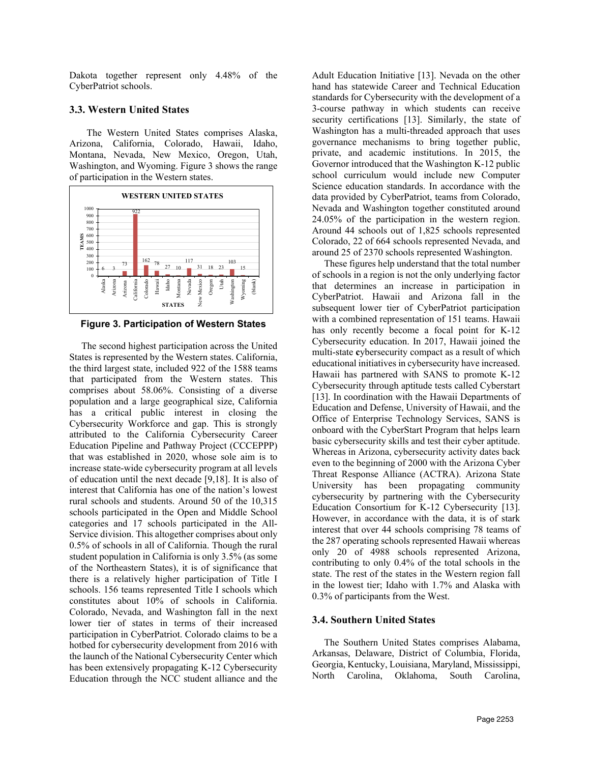Dakota together represent only 4.48% of the CyberPatriot schools.

### 3.3. Western United States

The Western United States comprises Alaska, Arizona, California, Colorado, Hawaii, Idaho, Montana, Nevada, New Mexico, Oregon, Utah, Washington, and Wyoming. Figure 3 shows the range of participation in the Western states.

**Figure 3. Participation of Western States**

The second highest participation across the United States is represented by the Western states. California, the third largest state, included 922 of the 1588 teams that participated from the Western states. This comprises about 58.06%. Consisting of a diverse population and a large geographical size, California has a critical public interest in closing the Cybersecurity Workforce and gap. This is strongly attributed to the California Cybersecurity Career Education Pipeline and Pathway Project (CCCEPPP) that was established in 2020, whose sole aim is to increase state-wide cybersecurity program at all levels of education until the next decade [9,18]. It is also of interest that California has one of the nation's lowest rural schools and students. Around 50 of the 10,315 schools participated in the Open and Middle School categories and 17 schools participated in the All-Service division. This altogether comprises about only 0.5% of schools in all of California. Though the rural student population in California is only 3.5% (as some of the Northeastern States), it is of significance that there is a relatively higher participation of Title I schools. 156 teams represented Title I schools which constitutes about 10% of schools in California. Colorado, Nevada, and Washington fall in the next lower tier of states in terms of their increased participation in CyberPatriot. Colorado claims to be a hotbed for cybersecurity development from 2016 with the launch of the National Cybersecurity Center which has been extensively propagating K-12 Cybersecurity Education through the NCC student alliance and the Adult Education Initiative [13]. Nevada on the other hand has statewide Career and Technical Education standards for Cybersecurity with the development of a 3-course pathway in which students can receive security certifications [13]. Similarly, the state of Washington has a multi-threaded approach that uses governance mechanisms to bring together public, private, and academic institutions. In 2015, the Governor introduced that the Washington K-12 public school curriculum would include new Computer Science education standards. In accordance with the data provided by CyberPatriot, teams from Colorado, Nevada and Washington together constituted around 24.05% of the participation in the western region. Around 44 schools out of 1,825 schools represented Colorado, 22 of 664 schools represented Nevada, and around 25 of 2370 schools represented Washington.

These figures help understand that the total number of schools in a region is not the only underlying factor that determines an increase in participation in CyberPatriot. Hawaii and Arizona fall in the subsequent lower tier of CyberPatriot participation with a combined representation of 151 teams. Hawaii has only recently become a focal point for K-12 Cybersecurity education. In 2017, Hawaii joined the multi-state **c**ybersecurity compact as a result of which educational initiatives in cybersecurity have increased. Hawaii has partnered with SANS to promote K-12 Cybersecurity through aptitude tests called Cyberstart [13]. In coordination with the Hawaii Departments of Education and Defense, University of Hawaii, and the Office of Enterprise Technology Services, SANS is onboard with the CyberStart Program that helps learn basic cybersecurity skills and test their cyber aptitude. Whereas in Arizona, cybersecurity activity dates back even to the beginning of 2000 with the Arizona Cyber Threat Response Alliance (ACTRA). Arizona State University has been propagating community cybersecurity by partnering with the Cybersecurity Education Consortium for K-12 Cybersecurity [13]. However, in accordance with the data, it is of stark interest that over 44 schools comprising 78 teams of the 287 operating schools represented Hawaii whereas only 20 of 4988 schools represented Arizona, contributing to only 0.4% of the total schools in the state. The rest of the states in the Western region fall in the lowest tier; Idaho with 1.7% and Alaska with 0.3% of participants from the West.

### 3.4. Southern United States

The Southern United States comprises Alabama, Arkansas, Delaware, District of Columbia, Florida, Georgia, Kentucky, Louisiana, Maryland, Mississippi, North Carolina, Oklahoma, South Carolina,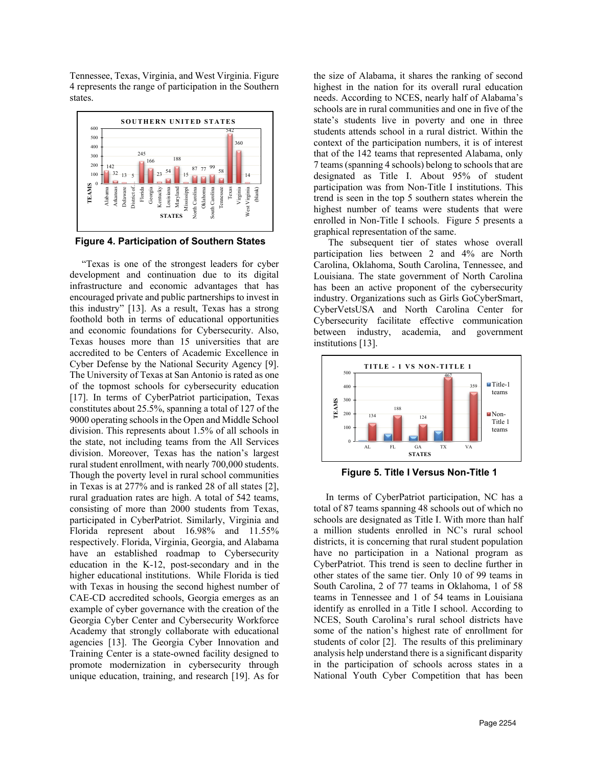Tennessee, Texas, Virginia, and West Virginia. Figure 4 represents the range of participation in the Southern states.

**Figure 4. Participation of Southern States**

"Texas is one of the strongest leaders for cyber development and continuation due to its digital infrastructure and economic advantages that has encouraged private and public partnerships to invest in this industry" [13]. As a result, Texas has a strong foothold both in terms of educational opportunities and economic foundations for Cybersecurity. Also, Texas houses more than 15 universities that are accredited to be Centers of Academic Excellence in Cyber Defense by the National Security Agency [9]. The University of Texas at San Antonio is rated as one of the topmost schools for cybersecurity education [17]. In terms of CyberPatriot participation, Texas constitutes about 25.5%, spanning a total of 127 of the 9000 operating schools in the Open and Middle School division. This represents about 1.5% of all schools in the state, not including teams from the All Services division. Moreover, Texas has the nation's largest rural student enrollment, with nearly 700,000 students. Though the poverty level in rural school communities in Texas is at 277% and is ranked 28 of all states [2], rural graduation rates are high. A total of 542 teams, consisting of more than 2000 students from Texas, participated in CyberPatriot. Similarly, Virginia and Florida represent about 16.98% and 11.55% respectively. Florida, Virginia, Georgia, and Alabama have an established roadmap to Cybersecurity education in the K-12, post-secondary and in the higher educational institutions. While Florida is tied with Texas in housing the second highest number of CAE-CD accredited schools, Georgia emerges as an example of cyber governance with the creation of the Georgia Cyber Center and Cybersecurity Workforce Academy that strongly collaborate with educational agencies [13]. The Georgia Cyber Innovation and Training Center is a state-owned facility designed to promote modernization in cybersecurity through unique education, training, and research [19]. As for the size of Alabama, it shares the ranking of second highest in the nation for its overall rural education needs. According to NCES, nearly half of Alabama's schools are in rural communities and one in five of the state's students live in poverty and one in three students attends school in a rural district. Within the context of the participation numbers, it is of interest that of the 142 teams that represented Alabama, only 7 teams (spanning 4 schools) belong to schools that are designated as Title I. About 95% of student participation was from Non-Title I institutions. This trend is seen in the top 5 southern states wherein the highest number of teams were students that were enrolled in Non-Title I schools. Figure 5 presents a graphical representation of the same.

The subsequent tier of states whose overall participation lies between 2 and 4% are North Carolina, Oklahoma, South Carolina, Tennessee, and Louisiana. The state government of North Carolina has been an active proponent of the cybersecurity industry. Organizations such as Girls GoCyberSmart, CyberVetsUSA and North Carolina Center for Cybersecurity facilitate effective communication between industry, academia, and government institutions [13].

**Figure 5. Title I Versus Non-Title 1**

In terms of CyberPatriot participation, NC has a total of 87 teams spanning 48 schools out of which no schools are designated as Title I. With more than half a million students enrolled in NC's rural school districts, it is concerning that rural student population have no participation in a National program as CyberPatriot. This trend is seen to decline further in other states of the same tier. Only 10 of 99 teams in South Carolina, 2 of 77 teams in Oklahoma, 1 of 58 teams in Tennessee and 1 of 54 teams in Louisiana identify as enrolled in a Title I school. According to NCES, South Carolina's rural school districts have some of the nation's highest rate of enrollment for students of color [2]. The results of this preliminary analysis help understand there is a significant disparity in the participation of schools across states in a National Youth Cyber Competition that has been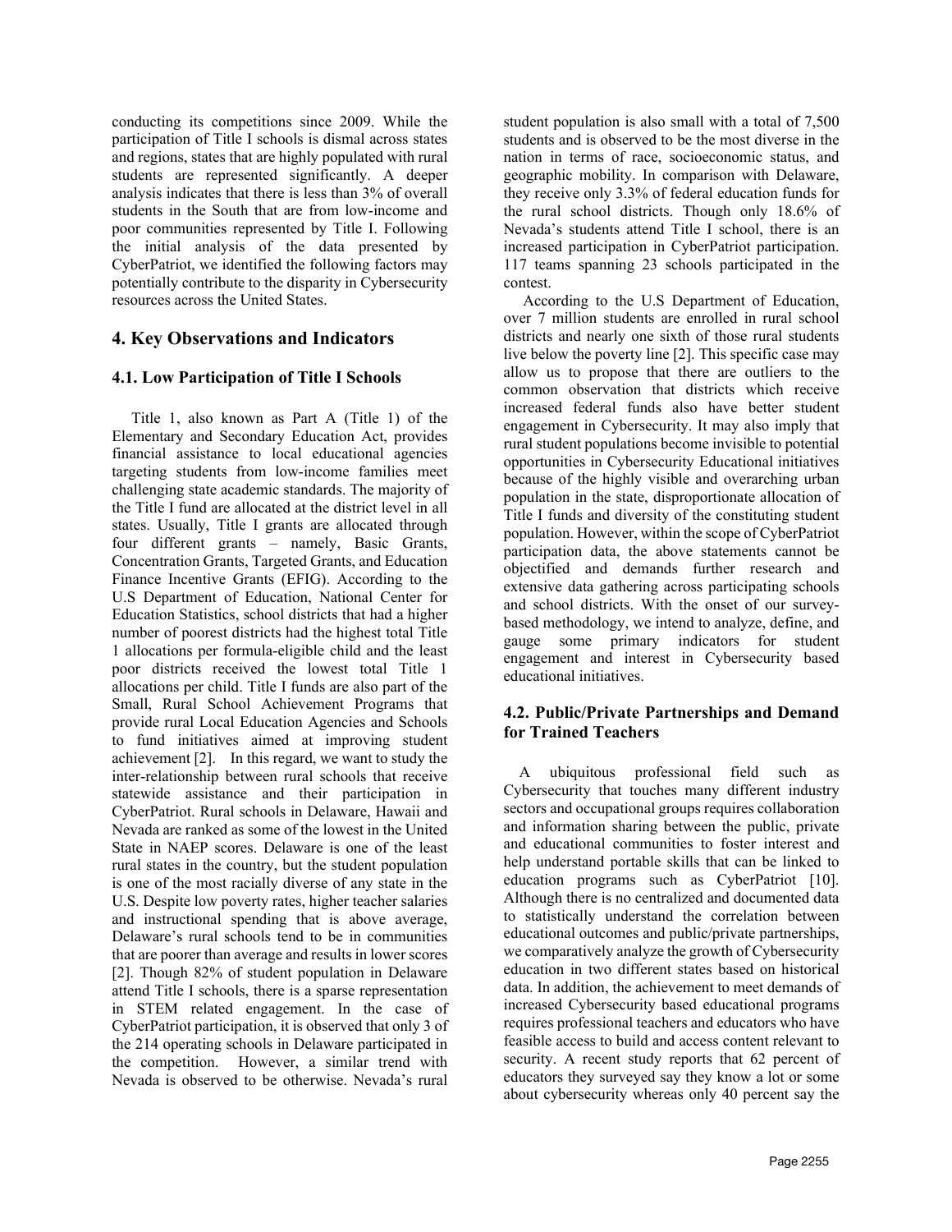conducting its competitions since 2009. While the participation of Title I schools is dismal across states and regions, states that are highly populated with rural students are represented significantly. A deeper analysis indicates that there is less than 3% of overall students in the South that are from low-income and poor communities represented by Title I. Following the initial analysis of the data presented by CyberPatriot, we identified the following factors may potentially contribute to the disparity in Cybersecurity resources across the United States.

## 4. Key Observations and Indicators

### 4.1. Low Participation of Title I Schools

Title 1, also known as Part A (Title 1) of the Elementary and Secondary Education Act, provides financial assistance to local educational agencies targeting students from low-income families meet challenging state academic standards. The majority of the Title I fund are allocated at the district level in all states. Usually, Title I grants are allocated through four different grants – namely, Basic Grants, Concentration Grants, Targeted Grants, and Education Finance Incentive Grants (EFIG). According to the U.S Department of Education, National Center for Education Statistics, school districts that had a higher number of poorest districts had the highest total Title 1 allocations per formula-eligible child and the least poor districts received the lowest total Title 1 allocations per child. Title I funds are also part of the Small, Rural School Achievement Programs that provide rural Local Education Agencies and Schools to fund initiatives aimed at improving student achievement [2]. In this regard, we want to study the inter-relationship between rural schools that receive statewide assistance and their participation in CyberPatriot. Rural schools in Delaware, Hawaii and Nevada are ranked as some of the lowest in the United State in NAEP scores. Delaware is one of the least rural states in the country, but the student population is one of the most racially diverse of any state in the U.S. Despite low poverty rates, higher teacher salaries and instructional spending that is above average, Delaware's rural schools tend to be in communities that are poorer than average and results in lower scores [2]. Though 82% of student population in Delaware attend Title I schools, there is a sparse representation in STEM related engagement. In the case of CyberPatriot participation, it is observed that only 3 of the 214 operating schools in Delaware participated in the competition. However, a similar trend with Nevada is observed to be otherwise. Nevada's rural student population is also small with a total of 7,500 students and is observed to be the most diverse in the nation in terms of race, socioeconomic status, and geographic mobility. In comparison with Delaware, they receive only 3.3% of federal education funds for the rural school districts. Though only 18.6% of Nevada's students attend Title I school, there is an increased participation in CyberPatriot participation. 117 teams spanning 23 schools participated in the contest.

According to the U.S Department of Education, over 7 million students are enrolled in rural school districts and nearly one sixth of those rural students live below the poverty line [2]. This specific case may allow us to propose that there are outliers to the common observation that districts which receive increased federal funds also have better student engagement in Cybersecurity. It may also imply that rural student populations become invisible to potential opportunities in Cybersecurity Educational initiatives because of the highly visible and overarching urban population in the state, disproportionate allocation of Title I funds and diversity of the constituting student population. However, within the scope of CyberPatriot participation data, the above statements cannot be objectified and demands further research and extensive data gathering across participating schools and school districts. With the onset of our survey-based methodology, we intend to analyze, define, and gauge some primary indicators for student engagement and interest in Cybersecurity based educational initiatives.

### 4.2. Public/Private Partnerships and Demand for Trained Teachers

A ubiquitous professional field such as Cybersecurity that touches many different industry sectors and occupational groups requires collaboration and information sharing between the public, private and educational communities to foster interest and help understand portable skills that can be linked to education programs such as CyberPatriot [10]. Although there is no centralized and documented data to statistically understand the correlation between educational outcomes and public/private partnerships, we comparatively analyze the growth of Cybersecurity education in two different states based on historical data. In addition, the achievement to meet demands of increased Cybersecurity based educational programs requires professional teachers and educators who have feasible access to build and access content relevant to security. A recent study reports that 62 percent of educators they surveyed say they know a lot or some about cybersecurity whereas only 40 percent say the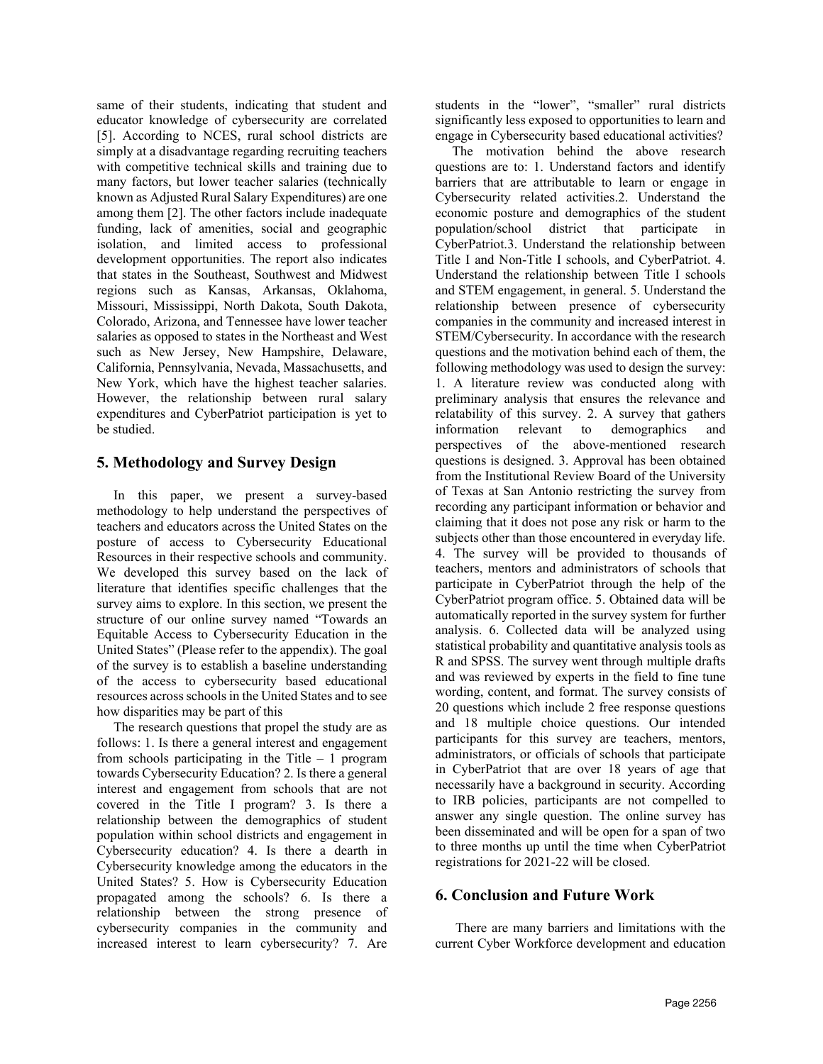same of their students, indicating that student and educator knowledge of cybersecurity are correlated [5]. According to NCES, rural school districts are simply at a disadvantage regarding recruiting teachers with competitive technical skills and training due to many factors, but lower teacher salaries (technically known as Adjusted Rural Salary Expenditures) are one among them [2]. The other factors include inadequate funding, lack of amenities, social and geographic isolation, and limited access to professional development opportunities. The report also indicates that states in the Southeast, Southwest and Midwest regions such as Kansas, Arkansas, Oklahoma, Missouri, Mississippi, North Dakota, South Dakota, Colorado, Arizona, and Tennessee have lower teacher salaries as opposed to states in the Northeast and West such as New Jersey, New Hampshire, Delaware, California, Pennsylvania, Nevada, Massachusetts, and New York, which have the highest teacher salaries. However, the relationship between rural salary expenditures and CyberPatriot participation is yet to be studied.

## 5. Methodology and Survey Design

In this paper, we present a survey-based methodology to help understand the perspectives of teachers and educators across the United States on the posture of access to Cybersecurity Educational Resources in their respective schools and community. We developed this survey based on the lack of literature that identifies specific challenges that the survey aims to explore. In this section, we present the structure of our online survey named "Towards an Equitable Access to Cybersecurity Education in the United States" (Please refer to the appendix). The goal of the survey is to establish a baseline understanding of the access to cybersecurity based educational resources across schools in the United States and to see how disparities may be part of this

The research questions that propel the study are as follows: 1. Is there a general interest and engagement from schools participating in the Title – 1 program towards Cybersecurity Education? 2. Is there a general interest and engagement from schools that are not covered in the Title I program? 3. Is there a relationship between the demographics of student population within school districts and engagement in Cybersecurity education? 4. Is there a dearth in Cybersecurity knowledge among the educators in the United States? 5. How is Cybersecurity Education propagated among the schools? 6. Is there a relationship between the strong presence of cybersecurity companies in the community and increased interest to learn cybersecurity? 7. Are students in the "lower", "smaller" rural districts significantly less exposed to opportunities to learn and engage in Cybersecurity based educational activities?

The motivation behind the above research questions are to: 1. Understand factors and identify barriers that are attributable to learn or engage in Cybersecurity related activities.2. Understand the economic posture and demographics of the student population/school district that participate in CyberPatriot.3. Understand the relationship between Title I and Non-Title I schools, and CyberPatriot. 4. Understand the relationship between Title I schools and STEM engagement, in general. 5. Understand the relationship between presence of cybersecurity companies in the community and increased interest in STEM/Cybersecurity. In accordance with the research questions and the motivation behind each of them, the following methodology was used to design the survey: 1. A literature review was conducted along with preliminary analysis that ensures the relevance and relatability of this survey. 2. A survey that gathers information relevant to demographics and perspectives of the above-mentioned research questions is designed. 3. Approval has been obtained from the Institutional Review Board of the University of Texas at San Antonio restricting the survey from recording any participant information or behavior and claiming that it does not pose any risk or harm to the subjects other than those encountered in everyday life. 4. The survey will be provided to thousands of teachers, mentors and administrators of schools that participate in CyberPatriot through the help of the CyberPatriot program office. 5. Obtained data will be automatically reported in the survey system for further analysis. 6. Collected data will be analyzed using statistical probability and quantitative analysis tools as R and SPSS. The survey went through multiple drafts and was reviewed by experts in the field to fine tune wording, content, and format. The survey consists of 20 questions which include 2 free response questions and 18 multiple choice questions. Our intended participants for this survey are teachers, mentors, administrators, or officials of schools that participate in CyberPatriot that are over 18 years of age that necessarily have a background in security. According to IRB policies, participants are not compelled to answer any single question. The online survey has been disseminated and will be open for a span of two to three months up until the time when CyberPatriot registrations for 2021-22 will be closed.

## 6. Conclusion and Future Work

There are many barriers and limitations with the current Cyber Workforce development and education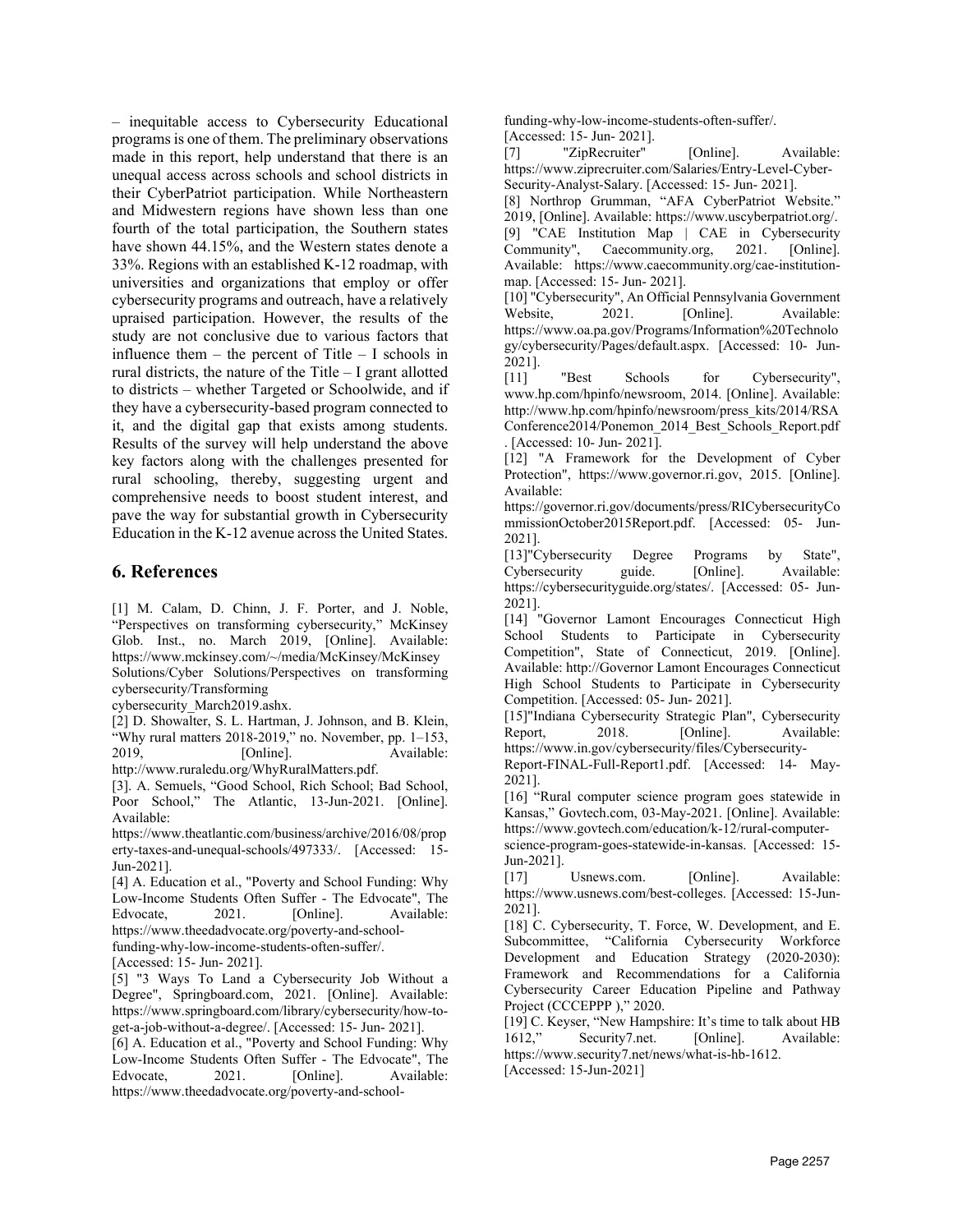– inequitable access to Cybersecurity Educational programs is one of them. The preliminary observations made in this report, help understand that there is an unequal access across schools and school districts in their CyberPatriot participation. While Northeastern and Midwestern regions have shown less than one fourth of the total participation, the Southern states have shown 44.15%, and the Western states denote a 33%. Regions with an established K-12 roadmap, with universities and organizations that employ or offer cybersecurity programs and outreach, have a relatively upraised participation. However, the results of the study are not conclusive due to various factors that influence them – the percent of Title – I schools in rural districts, the nature of the Title – I grant allotted to districts – whether Targeted or Schoolwide, and if they have a cybersecurity-based program connected to it, and the digital gap that exists among students. Results of the survey will help understand the above key factors along with the challenges presented for rural schooling, thereby, suggesting urgent and comprehensive needs to boost student interest, and pave the way for substantial growth in Cybersecurity Education in the K-12 avenue across the United States.

## 6. References

[1] M. Calam, D. Chinn, J. F. Porter, and J. Noble, "Perspectives on transforming cybersecurity," McKinsey Glob. Inst., no. March 2019, [Online]. Available: https://www.mckinsey.com/~/media/McKinsey/McKinsey Solutions/Cyber Solutions/Perspectives on transforming cybersecurity/Transforming cybersecurity_March2019.ashx.

[2] D. Showalter, S. L. Hartman, J. Johnson, and B. Klein, "Why rural matters 2018-2019," no. November, pp. 1–153, 2019, [Online]. Available: http://www.ruraledu.org/WhyRuralMatters.pdf.

[3]. A. Semuels, "Good School, Rich School; Bad School, Poor School," The Atlantic, 13-Jun-2021. [Online]. Available: https://www.theatlantic.com/business/archive/2016/08/property-taxes-and-unequal-schools/497333/. [Accessed: 15-Jun-2021].

[4] A. Education et al., "Poverty and School Funding: Why Low-Income Students Often Suffer - The Edvocate", The Edvocate, 2021. [Online]. Available: https://www.theedadvocate.org/poverty-and-school-funding-why-low-income-students-often-suffer/. [Accessed: 15- Jun- 2021].

[5] "3 Ways To Land a Cybersecurity Job Without a Degree", Springboard.com, 2021. [Online]. Available: https://www.springboard.com/library/cybersecurity/how-to-get-a-job-without-a-degree/. [Accessed: 15- Jun- 2021].

[6] A. Education et al., "Poverty and School Funding: Why Low-Income Students Often Suffer - The Edvocate", The Edvocate, 2021. [Online]. Available: https://www.theedadvocate.org/poverty-and-school-funding-why-low-income-students-often-suffer/. [Accessed: 15- Jun- 2021].

[7] "ZipRecruiter" [Online]. Available: https://www.ziprecruiter.com/Salaries/Entry-Level-Cyber-Security-Analyst-Salary. [Accessed: 15- Jun- 2021].

[8] Northrop Grumman, "AFA CyberPatriot Website." 2019, [Online]. Available: https://www.uscyberpatriot.org/.

[9] "CAE Institution Map | CAE in Cybersecurity Community", Caecommunity.org, 2021. [Online]. Available: https://www.caecommunity.org/cae-institution-map. [Accessed: 15- Jun- 2021].

[10] "Cybersecurity", An Official Pennsylvania Government Website, 2021. [Online]. Available: https://www.oa.pa.gov/Programs/Information%20Technology/cybersecurity/Pages/default.aspx. [Accessed: 10- Jun-2021].

[11] "Best Schools for Cybersecurity", www.hp.com/hpinfo/newsroom, 2014. [Online]. Available: http://www.hp.com/hpinfo/newsroom/press_kits/2014/RSAConference2014/Ponemon_2014_Best_Schools_Report.pdf. [Accessed: 10- Jun- 2021].

[12] "A Framework for the Development of Cyber Protection", https://www.governor.ri.gov, 2015. [Online]. Available: https://governor.ri.gov/documents/press/RICybersecurityCommissionOctober2015Report.pdf. [Accessed: 05- Jun-2021].

[13]"Cybersecurity Degree Programs by State", Cybersecurity guide. [Online]. Available: https://cybersecurityguide.org/states/. [Accessed: 05- Jun-2021].

[14] "Governor Lamont Encourages Connecticut High School Students to Participate in Cybersecurity Competition", State of Connecticut, 2019. [Online]. Available: http://Governor Lamont Encourages Connecticut High School Students to Participate in Cybersecurity Competition. [Accessed: 05- Jun- 2021].

[15]"Indiana Cybersecurity Strategic Plan", Cybersecurity Report, 2018. [Online]. Available: https://www.in.gov/cybersecurity/files/Cybersecurity-Report-FINAL-Full-Report1.pdf. [Accessed: 14- May-2021].

[16] "Rural computer science program goes statewide in Kansas," Govtech.com, 03-May-2021. [Online]. Available: https://www.govtech.com/education/k-12/rural-computer-science-program-goes-statewide-in-kansas. [Accessed: 15-Jun-2021].

[17] Usnews.com. [Online]. Available: https://www.usnews.com/best-colleges. [Accessed: 15-Jun-2021].

[18] C. Cybersecurity, T. Force, W. Development, and E. Subcommittee, "California Cybersecurity Workforce Development and Education Strategy (2020-2030): Framework and Recommendations for a California Cybersecurity Career Education Pipeline and Pathway Project (CCCEPPP )," 2020.

[19] C. Keyser, "New Hampshire: It's time to talk about HB 1612," Security7.net. [Online]. Available: https://www.security7.net/news/what-is-hb-1612. [Accessed: 15-Jun-2021]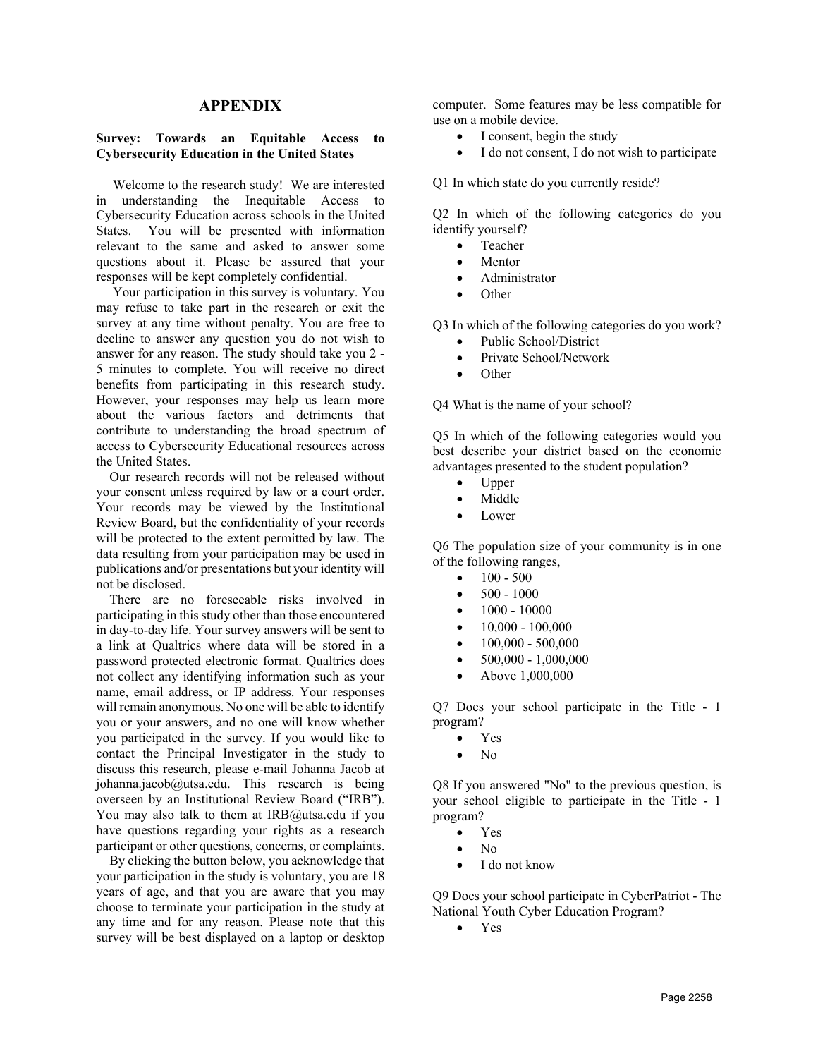## APPENDIX

**Survey: Towards an Equitable Access to Cybersecurity Education in the United States**

Welcome to the research study! We are interested in understanding the Inequitable Access to Cybersecurity Education across schools in the United States. You will be presented with information relevant to the same and asked to answer some questions about it. Please be assured that your responses will be kept completely confidential.

Your participation in this survey is voluntary. You may refuse to take part in the research or exit the survey at any time without penalty. You are free to decline to answer any question you do not wish to answer for any reason. The study should take you 2 - 5 minutes to complete. You will receive no direct benefits from participating in this research study. However, your responses may help us learn more about the various factors and detriments that contribute to understanding the broad spectrum of access to Cybersecurity Educational resources across the United States.

Our research records will not be released without your consent unless required by law or a court order. Your records may be viewed by the Institutional Review Board, but the confidentiality of your records will be protected to the extent permitted by law. The data resulting from your participation may be used in publications and/or presentations but your identity will not be disclosed.

There are no foreseeable risks involved in participating in this study other than those encountered in day-to-day life. Your survey answers will be sent to a link at Qualtrics where data will be stored in a password protected electronic format. Qualtrics does not collect any identifying information such as your name, email address, or IP address. Your responses will remain anonymous. No one will be able to identify you or your answers, and no one will know whether you participated in the survey. If you would like to contact the Principal Investigator in the study to discuss this research, please e-mail Johanna Jacob at johanna.jacob@utsa.edu. This research is being overseen by an Institutional Review Board ("IRB"). You may also talk to them at IRB@utsa.edu if you have questions regarding your rights as a research participant or other questions, concerns, or complaints.

By clicking the button below, you acknowledge that your participation in the study is voluntary, you are 18 years of age, and that you are aware that you may choose to terminate your participation in the study at any time and for any reason. Please note that this survey will be best displayed on a laptop or desktop computer. Some features may be less compatible for use on a mobile device.

- I consent, begin the study
- I do not consent, I do not wish to participate

Q1 In which state do you currently reside?

Q2 In which of the following categories do you identify yourself?

- Teacher
- Mentor
- Administrator
- Other

Q3 In which of the following categories do you work?

- Public School/District
- Private School/Network
- Other

Q4 What is the name of your school?

Q5 In which of the following categories would you best describe your district based on the economic advantages presented to the student population?

- Upper
- Middle
- Lower

Q6 The population size of your community is in one of the following ranges,

- 100 - 500
- 500 - 1000
- 1000 - 10000
- 10,000 - 100,000
- 100,000 - 500,000
- 500,000 - 1,000,000
- Above 1,000,000

Q7 Does your school participate in the Title - 1 program?

- Yes
- No

Q8 If you answered "No" to the previous question, is your school eligible to participate in the Title - 1 program?

- Yes
- No
- I do not know

Q9 Does your school participate in CyberPatriot - The National Youth Cyber Education Program?

- Yes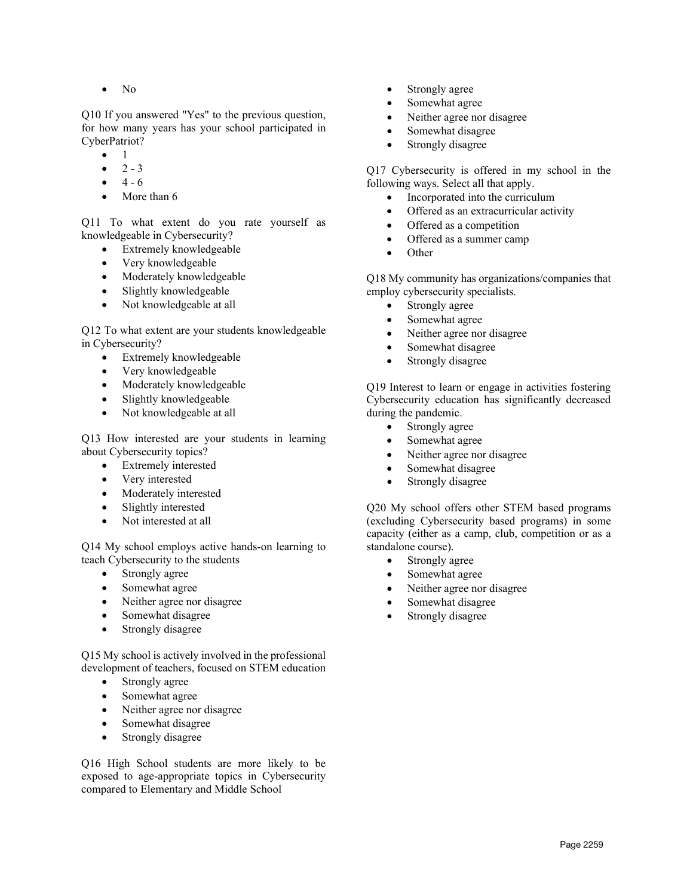- No

Q10 If you answered "Yes" to the previous question, for how many years has your school participated in CyberPatriot?

- 1
- 2 - 3
- 4 - 6
- More than 6

Q11 To what extent do you rate yourself as knowledgeable in Cybersecurity?

- Extremely knowledgeable
- Very knowledgeable
- Moderately knowledgeable
- Slightly knowledgeable
- Not knowledgeable at all

Q12 To what extent are your students knowledgeable in Cybersecurity?

- Extremely knowledgeable
- Very knowledgeable
- Moderately knowledgeable
- Slightly knowledgeable
- Not knowledgeable at all

Q13 How interested are your students in learning about Cybersecurity topics?

- Extremely interested
- Very interested
- Moderately interested
- Slightly interested
- Not interested at all

Q14 My school employs active hands-on learning to teach Cybersecurity to the students

- Strongly agree
- Somewhat agree
- Neither agree nor disagree
- Somewhat disagree
- Strongly disagree

Q15 My school is actively involved in the professional development of teachers, focused on STEM education

- Strongly agree
- Somewhat agree
- Neither agree nor disagree
- Somewhat disagree
- Strongly disagree

Q16 High School students are more likely to be exposed to age-appropriate topics in Cybersecurity compared to Elementary and Middle School

- Strongly agree
- Somewhat agree
- Neither agree nor disagree
- Somewhat disagree
- Strongly disagree

Q17 Cybersecurity is offered in my school in the following ways. Select all that apply.

- Incorporated into the curriculum
- Offered as an extracurricular activity
- Offered as a competition
- Offered as a summer camp
- Other

Q18 My community has organizations/companies that employ cybersecurity specialists.

- Strongly agree
- Somewhat agree
- Neither agree nor disagree
- Somewhat disagree
- Strongly disagree

Q19 Interest to learn or engage in activities fostering Cybersecurity education has significantly decreased during the pandemic.

- Strongly agree
- Somewhat agree
- Neither agree nor disagree
- Somewhat disagree
- Strongly disagree

Q20 My school offers other STEM based programs (excluding Cybersecurity based programs) in some capacity (either as a camp, club, competition or as a standalone course).

- Strongly agree
- Somewhat agree
- Neither agree nor disagree
- Somewhat disagree
- Strongly disagree